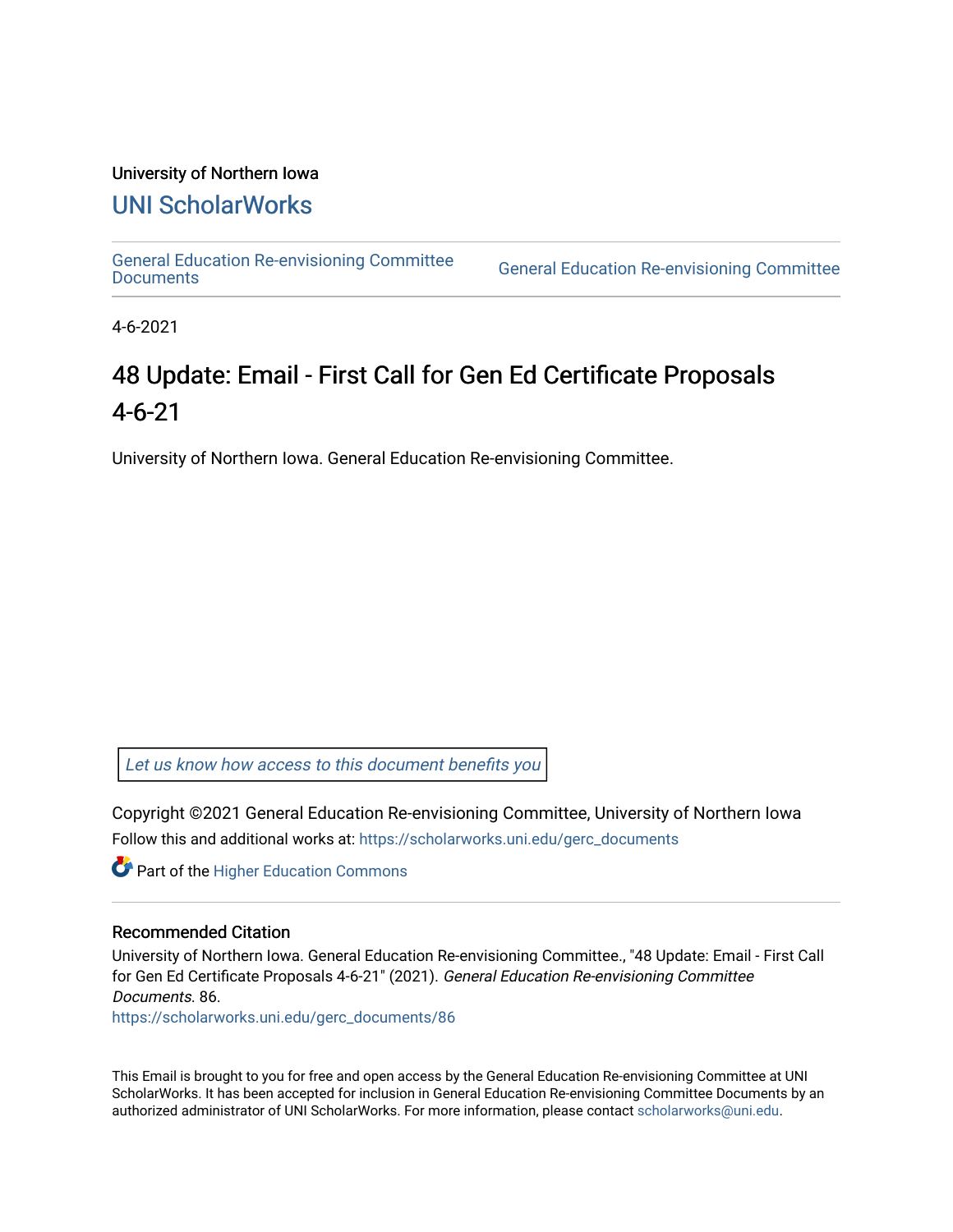University of Northern Iowa

# UNI ScholarWorks

General Education Re-envisioning Committee Documents | General Education Re-envisioning Committee

4-6-2021

# 48 Update: Email - First Call for Gen Ed Certificate Proposals 4-6-21

University of Northern Iowa. General Education Re-envisioning Committee.

*Let us know how access to this document benefits you*

Copyright ©2021 General Education Re-envisioning Committee, University of Northern Iowa

Follow this and additional works at: https://scholarworks.uni.edu/gerc_documents

Part of the Higher Education Commons

## Recommended Citation

University of Northern Iowa. General Education Re-envisioning Committee., "48 Update: Email - First Call for Gen Ed Certificate Proposals 4-6-21" (2021). *General Education Re-envisioning Committee Documents*. 86.
https://scholarworks.uni.edu/gerc_documents/86

This Email is brought to you for free and open access by the General Education Re-envisioning Committee at UNI ScholarWorks. It has been accepted for inclusion in General Education Re-envisioning Committee Documents by an authorized administrator of UNI ScholarWorks. For more information, please contact scholarworks@uni.edu.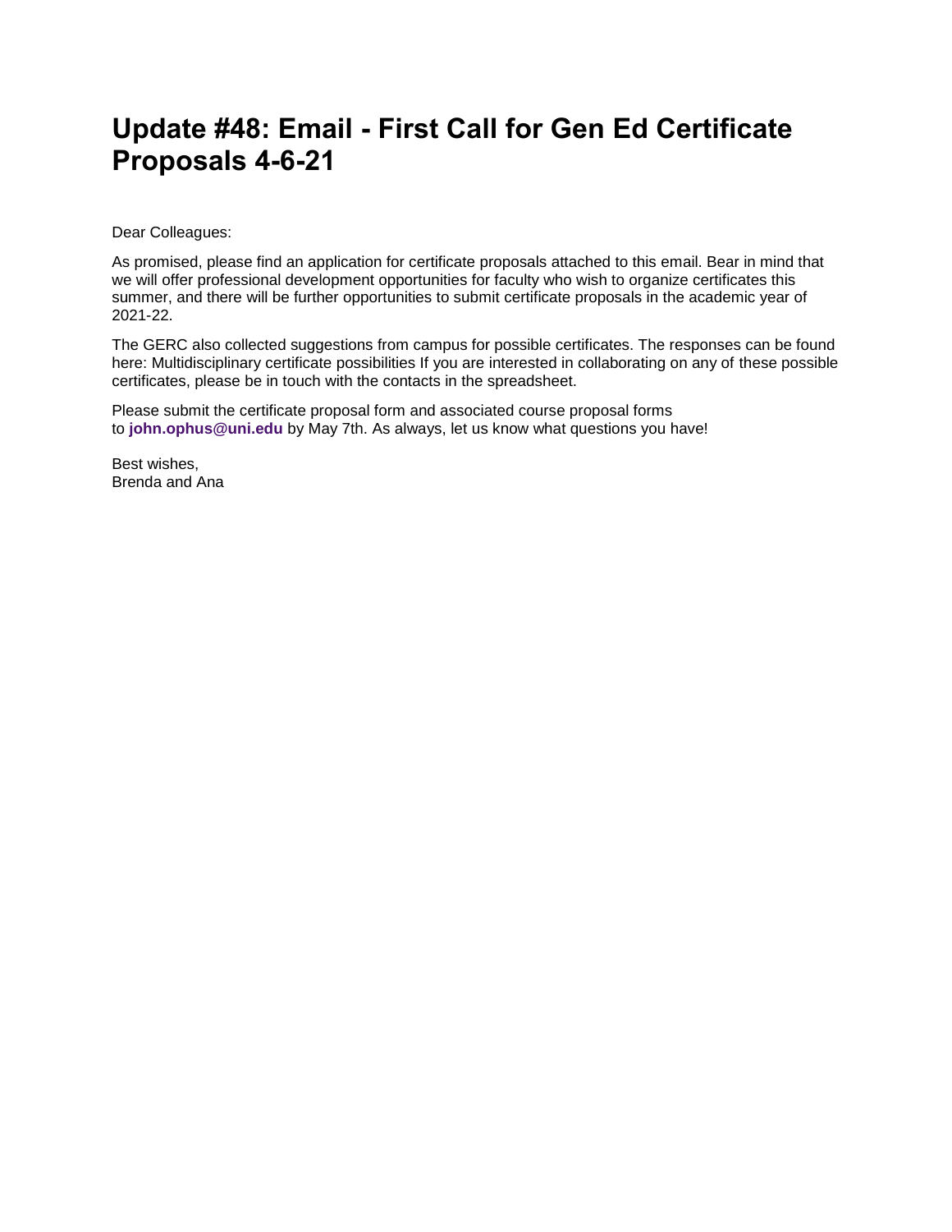# Update #48: Email - First Call for Gen Ed Certificate Proposals 4-6-21

Dear Colleagues:

As promised, please find an application for certificate proposals attached to this email. Bear in mind that we will offer professional development opportunities for faculty who wish to organize certificates this summer, and there will be further opportunities to submit certificate proposals in the academic year of 2021-22.

The GERC also collected suggestions from campus for possible certificates. The responses can be found here: Multidisciplinary certificate possibilities If you are interested in collaborating on any of these possible certificates, please be in touch with the contacts in the spreadsheet.

Please submit the certificate proposal form and associated course proposal forms to **john.ophus@uni.edu** by May 7th. As always, let us know what questions you have!

Best wishes,
Brenda and Ana